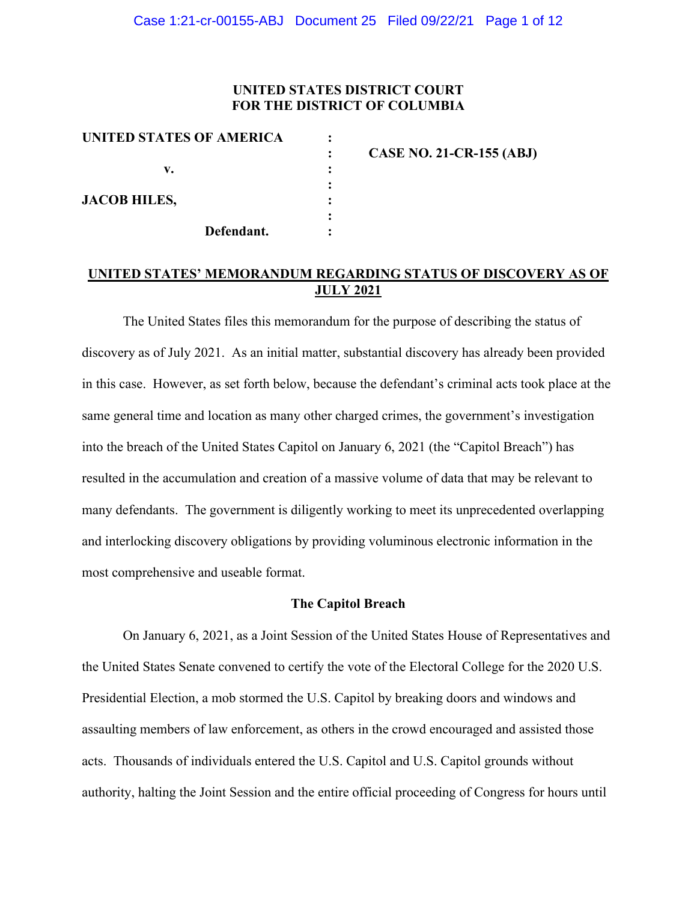**UNITED STATES DISTRICT COURT**
**FOR THE DISTRICT OF COLUMBIA**

| | | |
|---|---|---|
| **UNITED STATES OF AMERICA** | : | |
| | : | **CASE NO. 21-CR-155 (ABJ)** |
| **v.** | : | |
| | : | |
| **JACOB HILES,** | : | |
| | : | |
| **Defendant.** | : | |

**UNITED STATES' MEMORANDUM REGARDING STATUS OF DISCOVERY AS OF JULY 2021**

The United States files this memorandum for the purpose of describing the status of discovery as of July 2021. As an initial matter, substantial discovery has already been provided in this case. However, as set forth below, because the defendant's criminal acts took place at the same general time and location as many other charged crimes, the government's investigation into the breach of the United States Capitol on January 6, 2021 (the "Capitol Breach") has resulted in the accumulation and creation of a massive volume of data that may be relevant to many defendants. The government is diligently working to meet its unprecedented overlapping and interlocking discovery obligations by providing voluminous electronic information in the most comprehensive and useable format.

**The Capitol Breach**

On January 6, 2021, as a Joint Session of the United States House of Representatives and the United States Senate convened to certify the vote of the Electoral College for the 2020 U.S. Presidential Election, a mob stormed the U.S. Capitol by breaking doors and windows and assaulting members of law enforcement, as others in the crowd encouraged and assisted those acts. Thousands of individuals entered the U.S. Capitol and U.S. Capitol grounds without authority, halting the Joint Session and the entire official proceeding of Congress for hours until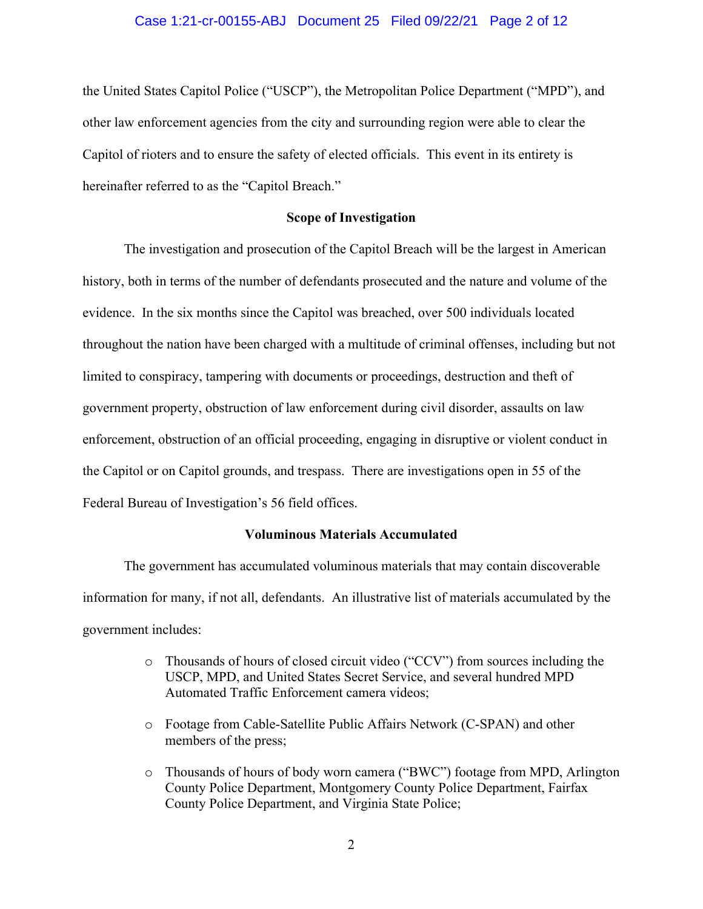the United States Capitol Police ("USCP"), the Metropolitan Police Department ("MPD"), and other law enforcement agencies from the city and surrounding region were able to clear the Capitol of rioters and to ensure the safety of elected officials. This event in its entirety is hereinafter referred to as the "Capitol Breach."

**Scope of Investigation**

The investigation and prosecution of the Capitol Breach will be the largest in American history, both in terms of the number of defendants prosecuted and the nature and volume of the evidence. In the six months since the Capitol was breached, over 500 individuals located throughout the nation have been charged with a multitude of criminal offenses, including but not limited to conspiracy, tampering with documents or proceedings, destruction and theft of government property, obstruction of law enforcement during civil disorder, assaults on law enforcement, obstruction of an official proceeding, engaging in disruptive or violent conduct in the Capitol or on Capitol grounds, and trespass. There are investigations open in 55 of the Federal Bureau of Investigation's 56 field offices.

**Voluminous Materials Accumulated**

The government has accumulated voluminous materials that may contain discoverable information for many, if not all, defendants. An illustrative list of materials accumulated by the government includes:

- Thousands of hours of closed circuit video ("CCV") from sources including the USCP, MPD, and United States Secret Service, and several hundred MPD Automated Traffic Enforcement camera videos;
- Footage from Cable-Satellite Public Affairs Network (C-SPAN) and other members of the press;
- Thousands of hours of body worn camera ("BWC") footage from MPD, Arlington County Police Department, Montgomery County Police Department, Fairfax County Police Department, and Virginia State Police;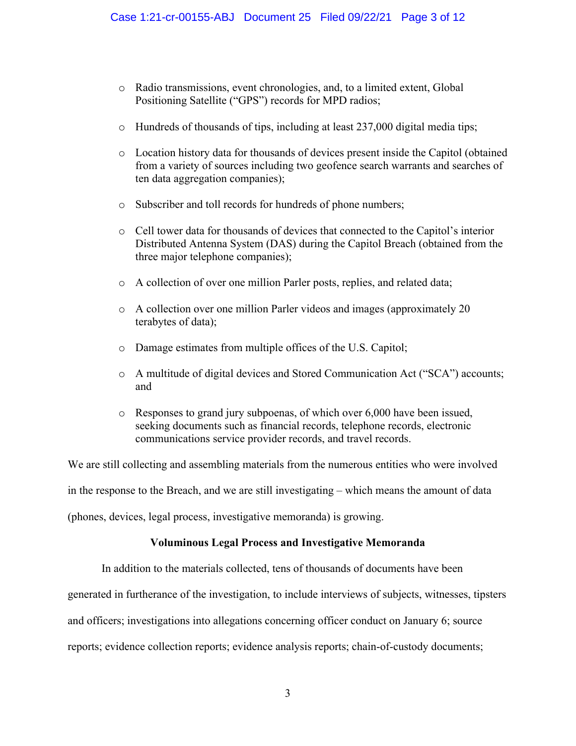- Radio transmissions, event chronologies, and, to a limited extent, Global Positioning Satellite ("GPS") records for MPD radios;
- Hundreds of thousands of tips, including at least 237,000 digital media tips;
- Location history data for thousands of devices present inside the Capitol (obtained from a variety of sources including two geofence search warrants and searches of ten data aggregation companies);
- Subscriber and toll records for hundreds of phone numbers;
- Cell tower data for thousands of devices that connected to the Capitol's interior Distributed Antenna System (DAS) during the Capitol Breach (obtained from the three major telephone companies);
- A collection of over one million Parler posts, replies, and related data;
- A collection over one million Parler videos and images (approximately 20 terabytes of data);
- Damage estimates from multiple offices of the U.S. Capitol;
- A multitude of digital devices and Stored Communication Act ("SCA") accounts; and
- Responses to grand jury subpoenas, of which over 6,000 have been issued, seeking documents such as financial records, telephone records, electronic communications service provider records, and travel records.

We are still collecting and assembling materials from the numerous entities who were involved in the response to the Breach, and we are still investigating – which means the amount of data (phones, devices, legal process, investigative memoranda) is growing.

**Voluminous Legal Process and Investigative Memoranda**

In addition to the materials collected, tens of thousands of documents have been generated in furtherance of the investigation, to include interviews of subjects, witnesses, tipsters and officers; investigations into allegations concerning officer conduct on January 6; source reports; evidence collection reports; evidence analysis reports; chain-of-custody documents;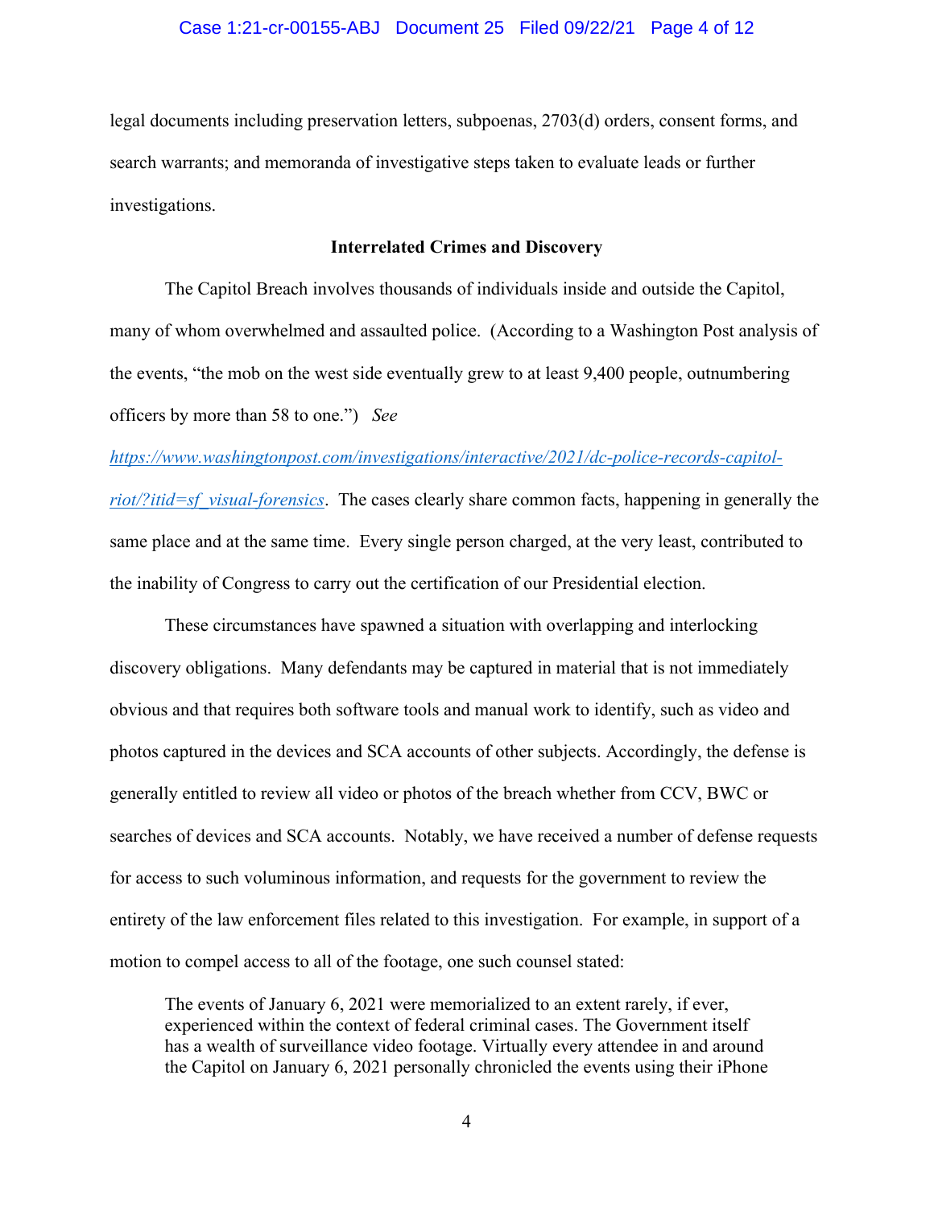legal documents including preservation letters, subpoenas, 2703(d) orders, consent forms, and search warrants; and memoranda of investigative steps taken to evaluate leads or further investigations.

**Interrelated Crimes and Discovery**

The Capitol Breach involves thousands of individuals inside and outside the Capitol, many of whom overwhelmed and assaulted police. (According to a Washington Post analysis of the events, "the mob on the west side eventually grew to at least 9,400 people, outnumbering officers by more than 58 to one.") *See* [https://www.washingtonpost.com/investigations/interactive/2021/dc-police-records-capitol-riot/?itid=sf_visual-forensics](https://www.washingtonpost.com/investigations/interactive/2021/dc-police-records-capitol-riot/?itid=sf_visual-forensics). The cases clearly share common facts, happening in generally the same place and at the same time. Every single person charged, at the very least, contributed to the inability of Congress to carry out the certification of our Presidential election.

These circumstances have spawned a situation with overlapping and interlocking discovery obligations. Many defendants may be captured in material that is not immediately obvious and that requires both software tools and manual work to identify, such as video and photos captured in the devices and SCA accounts of other subjects. Accordingly, the defense is generally entitled to review all video or photos of the breach whether from CCV, BWC or searches of devices and SCA accounts. Notably, we have received a number of defense requests for access to such voluminous information, and requests for the government to review the entirety of the law enforcement files related to this investigation. For example, in support of a motion to compel access to all of the footage, one such counsel stated:

> The events of January 6, 2021 were memorialized to an extent rarely, if ever, experienced within the context of federal criminal cases. The Government itself has a wealth of surveillance video footage. Virtually every attendee in and around the Capitol on January 6, 2021 personally chronicled the events using their iPhone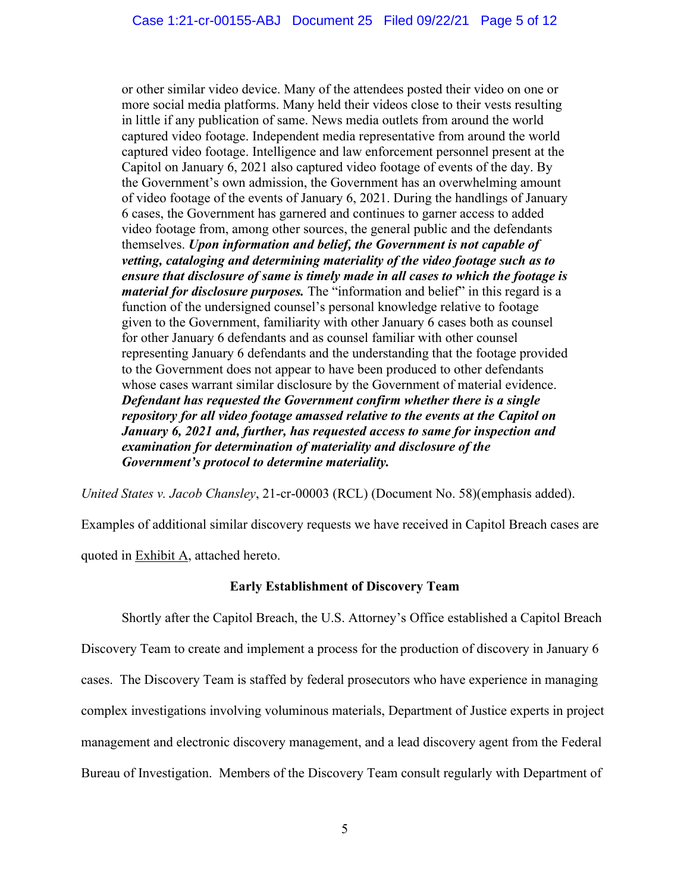> or other similar video device. Many of the attendees posted their video on one or more social media platforms. Many held their videos close to their vests resulting in little if any publication of same. News media outlets from around the world captured video footage. Independent media representative from around the world captured video footage. Intelligence and law enforcement personnel present at the Capitol on January 6, 2021 also captured video footage of events of the day. By the Government's own admission, the Government has an overwhelming amount of video footage of the events of January 6, 2021. During the handlings of January 6 cases, the Government has garnered and continues to garner access to added video footage from, among other sources, the general public and the defendants themselves. ***Upon information and belief, the Government is not capable of vetting, cataloging and determining materiality of the video footage such as to ensure that disclosure of same is timely made in all cases to which the footage is material for disclosure purposes.*** The "information and belief" in this regard is a function of the undersigned counsel's personal knowledge relative to footage given to the Government, familiarity with other January 6 cases both as counsel for other January 6 defendants and as counsel familiar with other counsel representing January 6 defendants and the understanding that the footage provided to the Government does not appear to have been produced to other defendants whose cases warrant similar disclosure by the Government of material evidence. ***Defendant has requested the Government confirm whether there is a single repository for all video footage amassed relative to the events at the Capitol on January 6, 2021 and, further, has requested access to same for inspection and examination for determination of materiality and disclosure of the Government's protocol to determine materiality.***

*United States v. Jacob Chansley*, 21-cr-00003 (RCL) (Document No. 58)(emphasis added).

Examples of additional similar discovery requests we have received in Capitol Breach cases are quoted in Exhibit A, attached hereto.

## Early Establishment of Discovery Team

Shortly after the Capitol Breach, the U.S. Attorney's Office established a Capitol Breach Discovery Team to create and implement a process for the production of discovery in January 6 cases. The Discovery Team is staffed by federal prosecutors who have experience in managing complex investigations involving voluminous materials, Department of Justice experts in project management and electronic discovery management, and a lead discovery agent from the Federal Bureau of Investigation. Members of the Discovery Team consult regularly with Department of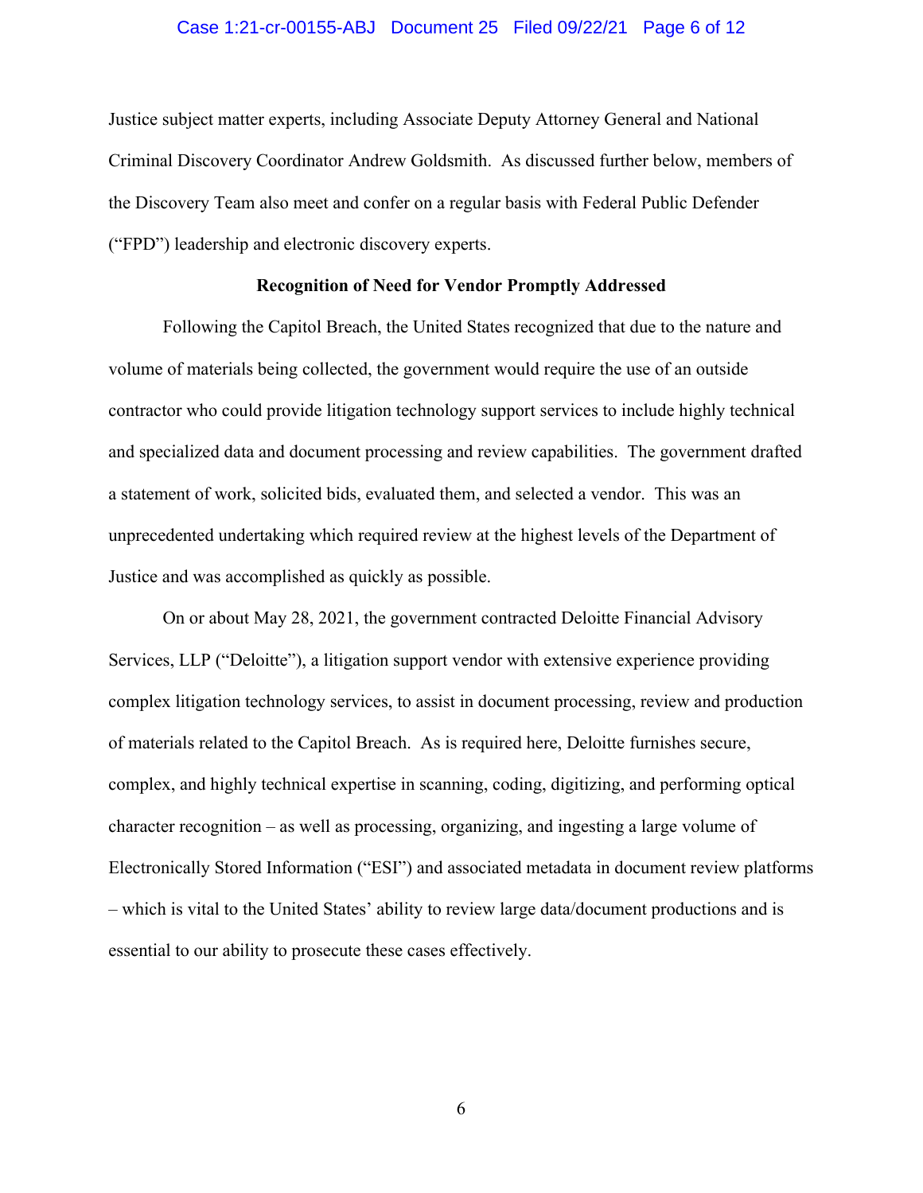Justice subject matter experts, including Associate Deputy Attorney General and National Criminal Discovery Coordinator Andrew Goldsmith. As discussed further below, members of the Discovery Team also meet and confer on a regular basis with Federal Public Defender ("FPD") leadership and electronic discovery experts.

**Recognition of Need for Vendor Promptly Addressed**

Following the Capitol Breach, the United States recognized that due to the nature and volume of materials being collected, the government would require the use of an outside contractor who could provide litigation technology support services to include highly technical and specialized data and document processing and review capabilities. The government drafted a statement of work, solicited bids, evaluated them, and selected a vendor. This was an unprecedented undertaking which required review at the highest levels of the Department of Justice and was accomplished as quickly as possible.

On or about May 28, 2021, the government contracted Deloitte Financial Advisory Services, LLP ("Deloitte"), a litigation support vendor with extensive experience providing complex litigation technology services, to assist in document processing, review and production of materials related to the Capitol Breach. As is required here, Deloitte furnishes secure, complex, and highly technical expertise in scanning, coding, digitizing, and performing optical character recognition – as well as processing, organizing, and ingesting a large volume of Electronically Stored Information ("ESI") and associated metadata in document review platforms – which is vital to the United States' ability to review large data/document productions and is essential to our ability to prosecute these cases effectively.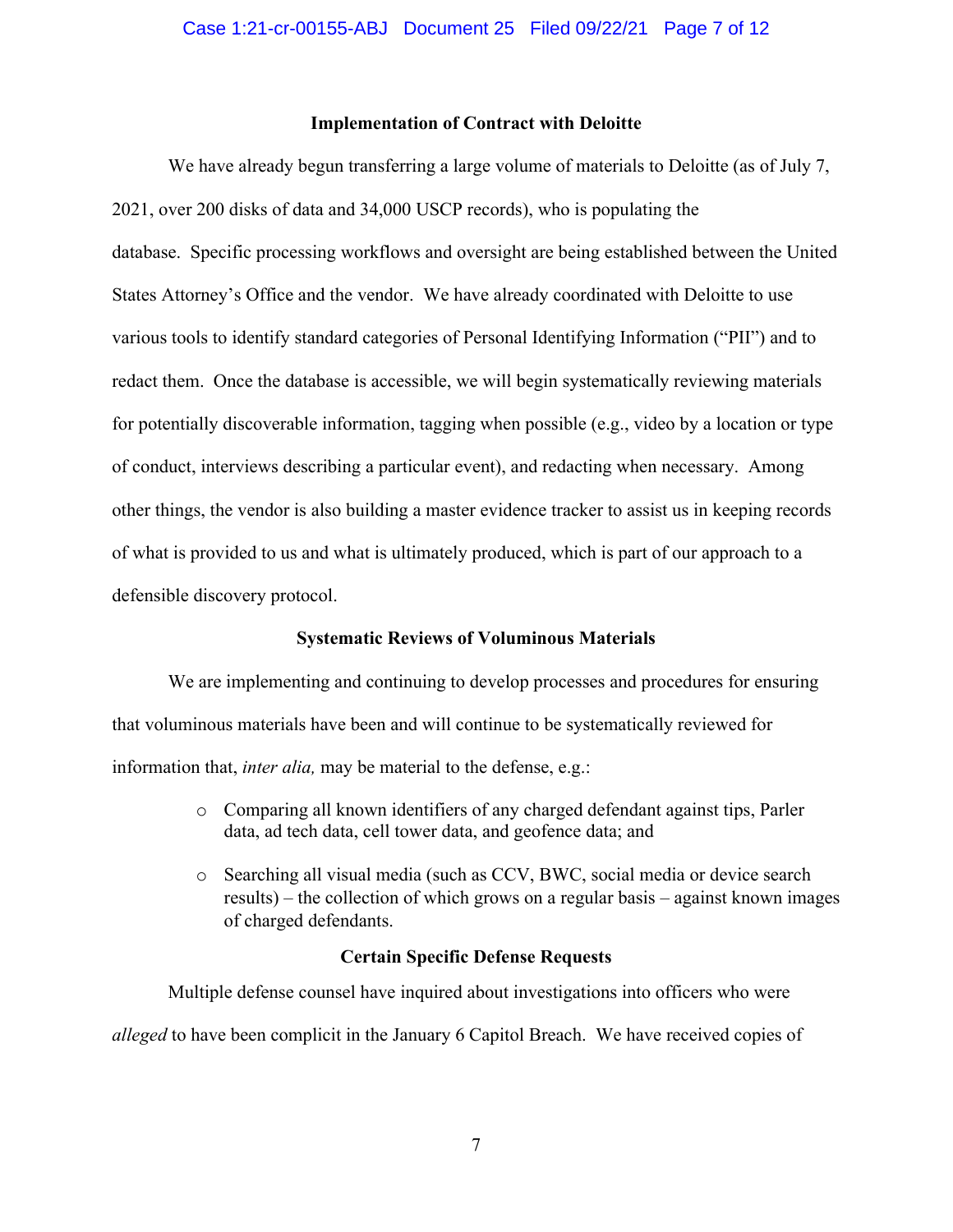### Implementation of Contract with Deloitte

We have already begun transferring a large volume of materials to Deloitte (as of July 7, 2021, over 200 disks of data and 34,000 USCP records), who is populating the database. Specific processing workflows and oversight are being established between the United States Attorney's Office and the vendor. We have already coordinated with Deloitte to use various tools to identify standard categories of Personal Identifying Information ("PII") and to redact them. Once the database is accessible, we will begin systematically reviewing materials for potentially discoverable information, tagging when possible (e.g., video by a location or type of conduct, interviews describing a particular event), and redacting when necessary. Among other things, the vendor is also building a master evidence tracker to assist us in keeping records of what is provided to us and what is ultimately produced, which is part of our approach to a defensible discovery protocol.

### Systematic Reviews of Voluminous Materials

We are implementing and continuing to develop processes and procedures for ensuring that voluminous materials have been and will continue to be systematically reviewed for information that, *inter alia,* may be material to the defense, e.g.:

- Comparing all known identifiers of any charged defendant against tips, Parler data, ad tech data, cell tower data, and geofence data; and
- Searching all visual media (such as CCV, BWC, social media or device search results) – the collection of which grows on a regular basis – against known images of charged defendants.

### Certain Specific Defense Requests

Multiple defense counsel have inquired about investigations into officers who were *alleged* to have been complicit in the January 6 Capitol Breach. We have received copies of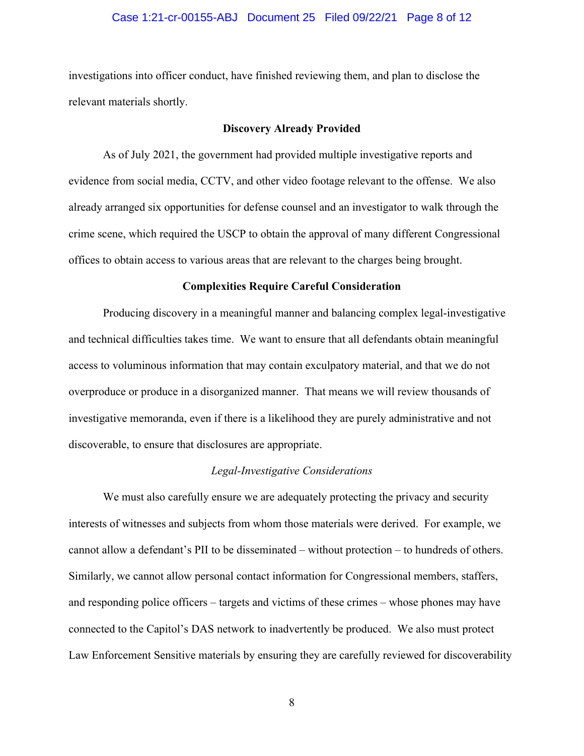investigations into officer conduct, have finished reviewing them, and plan to disclose the relevant materials shortly.

**Discovery Already Provided**

As of July 2021, the government had provided multiple investigative reports and evidence from social media, CCTV, and other video footage relevant to the offense. We also already arranged six opportunities for defense counsel and an investigator to walk through the crime scene, which required the USCP to obtain the approval of many different Congressional offices to obtain access to various areas that are relevant to the charges being brought.

**Complexities Require Careful Consideration**

Producing discovery in a meaningful manner and balancing complex legal-investigative and technical difficulties takes time. We want to ensure that all defendants obtain meaningful access to voluminous information that may contain exculpatory material, and that we do not overproduce or produce in a disorganized manner. That means we will review thousands of investigative memoranda, even if there is a likelihood they are purely administrative and not discoverable, to ensure that disclosures are appropriate.

*Legal-Investigative Considerations*

We must also carefully ensure we are adequately protecting the privacy and security interests of witnesses and subjects from whom those materials were derived. For example, we cannot allow a defendant's PII to be disseminated – without protection – to hundreds of others. Similarly, we cannot allow personal contact information for Congressional members, staffers, and responding police officers – targets and victims of these crimes – whose phones may have connected to the Capitol's DAS network to inadvertently be produced. We also must protect Law Enforcement Sensitive materials by ensuring they are carefully reviewed for discoverability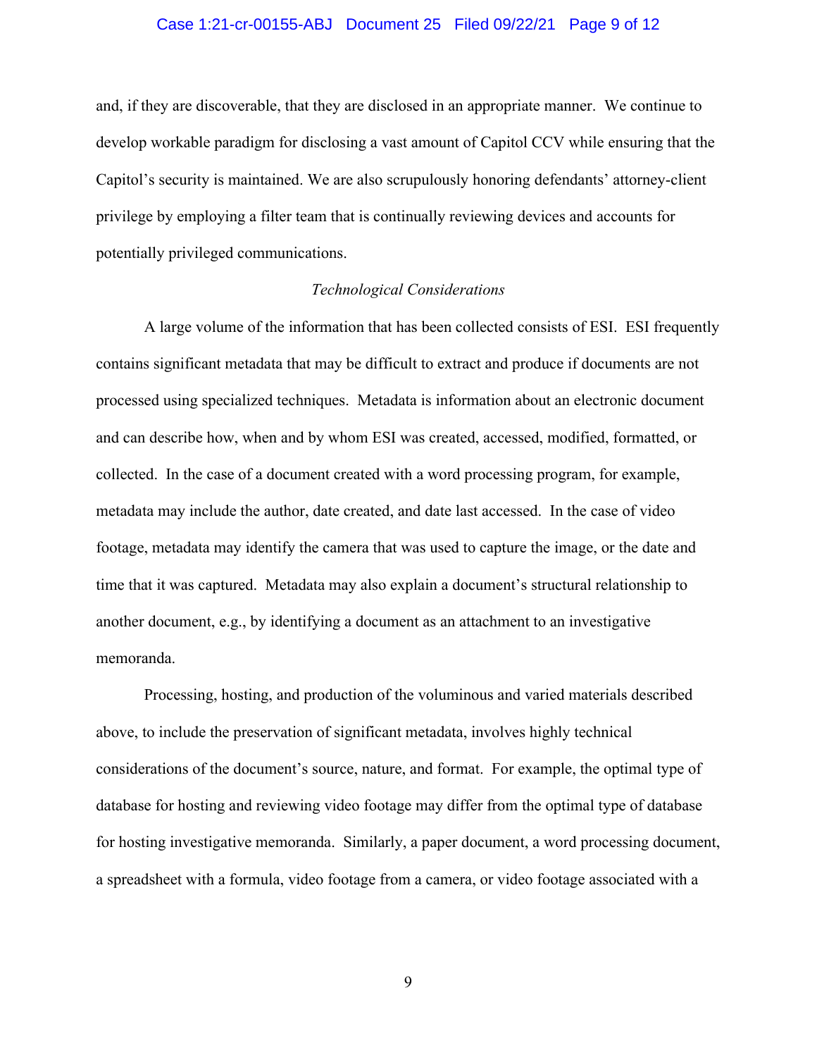and, if they are discoverable, that they are disclosed in an appropriate manner. We continue to develop workable paradigm for disclosing a vast amount of Capitol CCV while ensuring that the Capitol's security is maintained. We are also scrupulously honoring defendants' attorney-client privilege by employing a filter team that is continually reviewing devices and accounts for potentially privileged communications.

*Technological Considerations*

A large volume of the information that has been collected consists of ESI. ESI frequently contains significant metadata that may be difficult to extract and produce if documents are not processed using specialized techniques. Metadata is information about an electronic document and can describe how, when and by whom ESI was created, accessed, modified, formatted, or collected. In the case of a document created with a word processing program, for example, metadata may include the author, date created, and date last accessed. In the case of video footage, metadata may identify the camera that was used to capture the image, or the date and time that it was captured. Metadata may also explain a document's structural relationship to another document, e.g., by identifying a document as an attachment to an investigative memoranda.

Processing, hosting, and production of the voluminous and varied materials described above, to include the preservation of significant metadata, involves highly technical considerations of the document's source, nature, and format. For example, the optimal type of database for hosting and reviewing video footage may differ from the optimal type of database for hosting investigative memoranda. Similarly, a paper document, a word processing document, a spreadsheet with a formula, video footage from a camera, or video footage associated with a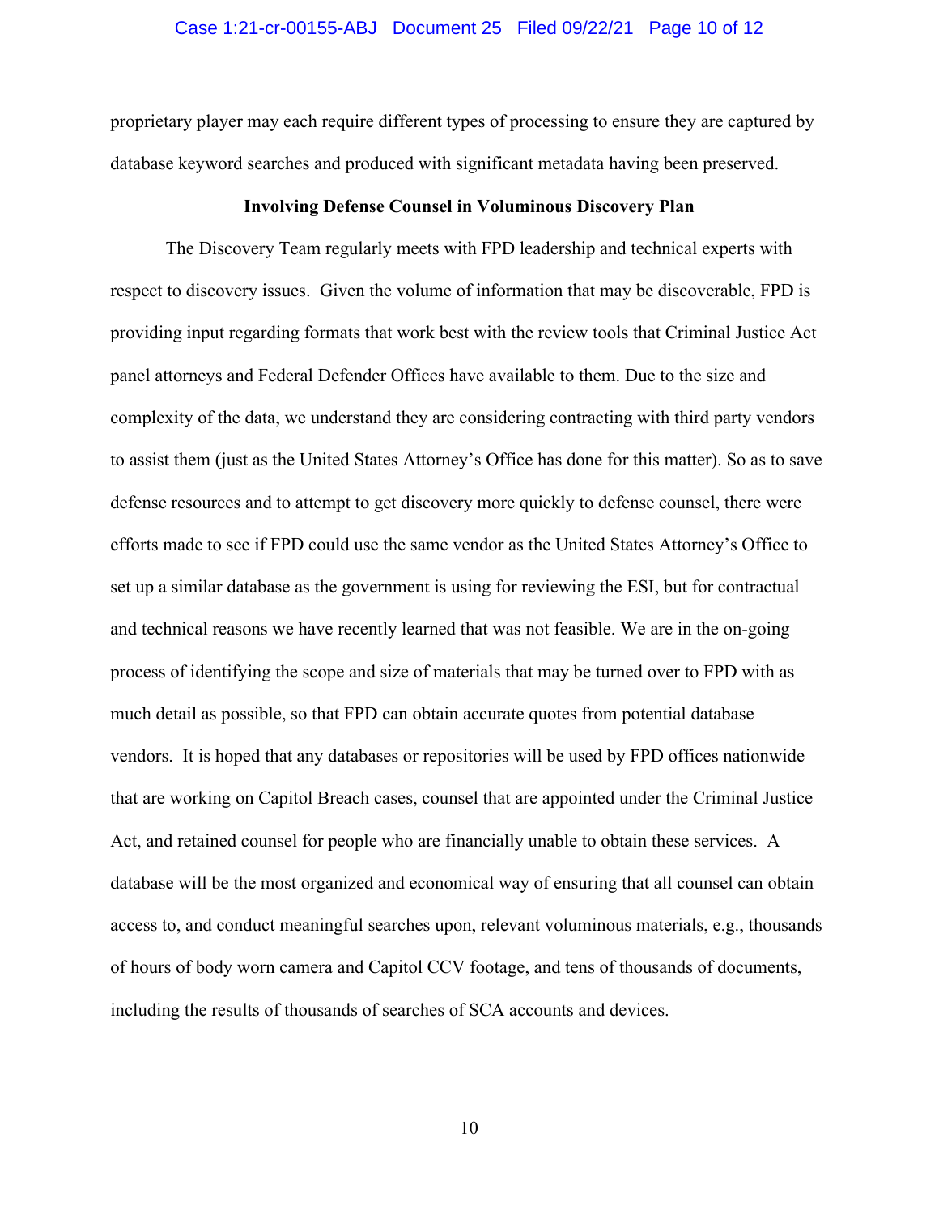proprietary player may each require different types of processing to ensure they are captured by database keyword searches and produced with significant metadata having been preserved.

**Involving Defense Counsel in Voluminous Discovery Plan**

The Discovery Team regularly meets with FPD leadership and technical experts with respect to discovery issues. Given the volume of information that may be discoverable, FPD is providing input regarding formats that work best with the review tools that Criminal Justice Act panel attorneys and Federal Defender Offices have available to them. Due to the size and complexity of the data, we understand they are considering contracting with third party vendors to assist them (just as the United States Attorney's Office has done for this matter). So as to save defense resources and to attempt to get discovery more quickly to defense counsel, there were efforts made to see if FPD could use the same vendor as the United States Attorney's Office to set up a similar database as the government is using for reviewing the ESI, but for contractual and technical reasons we have recently learned that was not feasible. We are in the on-going process of identifying the scope and size of materials that may be turned over to FPD with as much detail as possible, so that FPD can obtain accurate quotes from potential database vendors. It is hoped that any databases or repositories will be used by FPD offices nationwide that are working on Capitol Breach cases, counsel that are appointed under the Criminal Justice Act, and retained counsel for people who are financially unable to obtain these services. A database will be the most organized and economical way of ensuring that all counsel can obtain access to, and conduct meaningful searches upon, relevant voluminous materials, e.g., thousands of hours of body worn camera and Capitol CCV footage, and tens of thousands of documents, including the results of thousands of searches of SCA accounts and devices.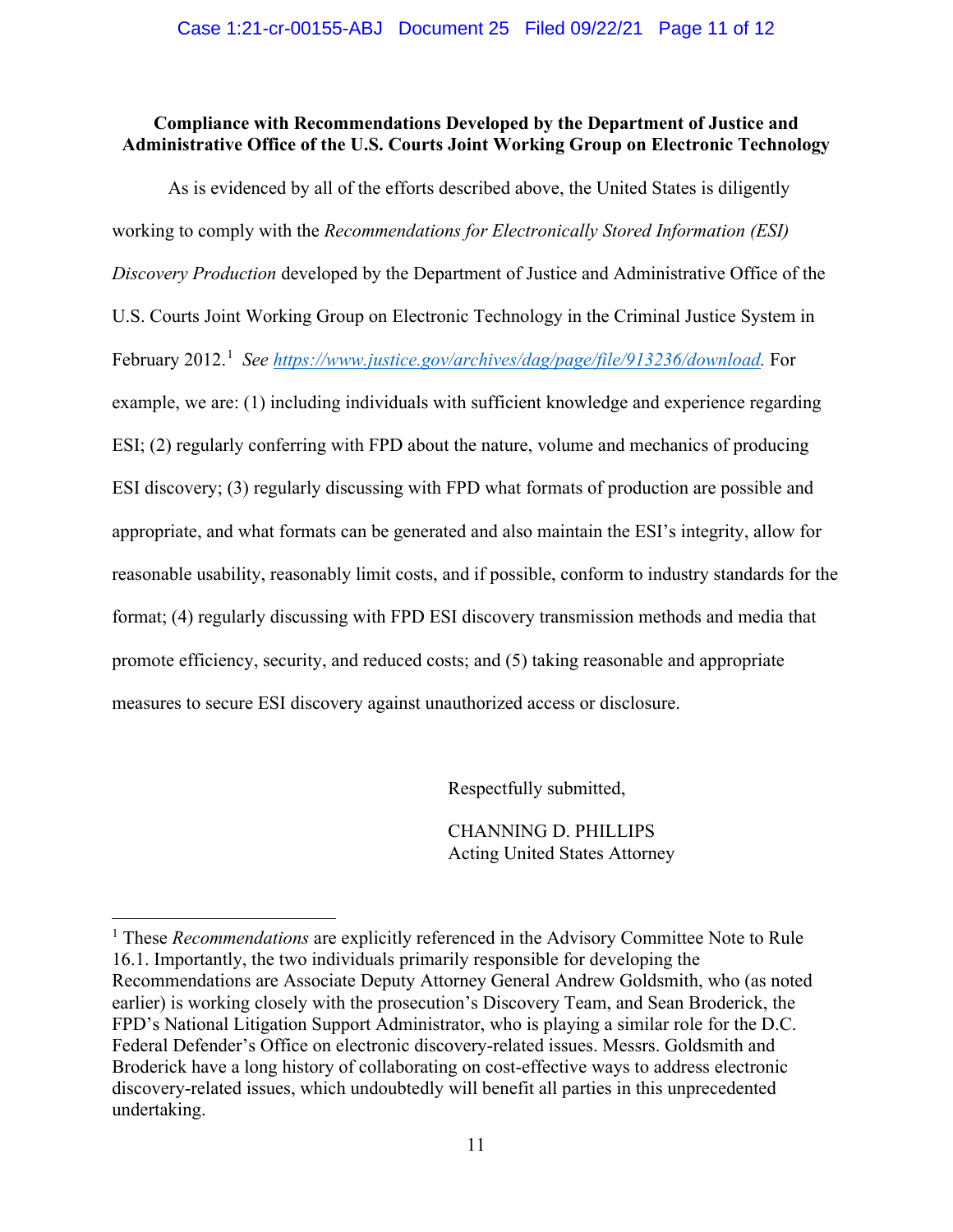**Compliance with Recommendations Developed by the Department of Justice and Administrative Office of the U.S. Courts Joint Working Group on Electronic Technology**

As is evidenced by all of the efforts described above, the United States is diligently working to comply with the *Recommendations for Electronically Stored Information (ESI) Discovery Production* developed by the Department of Justice and Administrative Office of the U.S. Courts Joint Working Group on Electronic Technology in the Criminal Justice System in February 2012.[1] *See* https://www.justice.gov/archives/dag/page/file/913236/download. For example, we are: (1) including individuals with sufficient knowledge and experience regarding ESI; (2) regularly conferring with FPD about the nature, volume and mechanics of producing ESI discovery; (3) regularly discussing with FPD what formats of production are possible and appropriate, and what formats can be generated and also maintain the ESI's integrity, allow for reasonable usability, reasonably limit costs, and if possible, conform to industry standards for the format; (4) regularly discussing with FPD ESI discovery transmission methods and media that promote efficiency, security, and reduced costs; and (5) taking reasonable and appropriate measures to secure ESI discovery against unauthorized access or disclosure.

Respectfully submitted,

CHANNING D. PHILLIPS
Acting United States Attorney

---

[1] These *Recommendations* are explicitly referenced in the Advisory Committee Note to Rule 16.1. Importantly, the two individuals primarily responsible for developing the Recommendations are Associate Deputy Attorney General Andrew Goldsmith, who (as noted earlier) is working closely with the prosecution's Discovery Team, and Sean Broderick, the FPD's National Litigation Support Administrator, who is playing a similar role for the D.C. Federal Defender's Office on electronic discovery-related issues. Messrs. Goldsmith and Broderick have a long history of collaborating on cost-effective ways to address electronic discovery-related issues, which undoubtedly will benefit all parties in this unprecedented undertaking.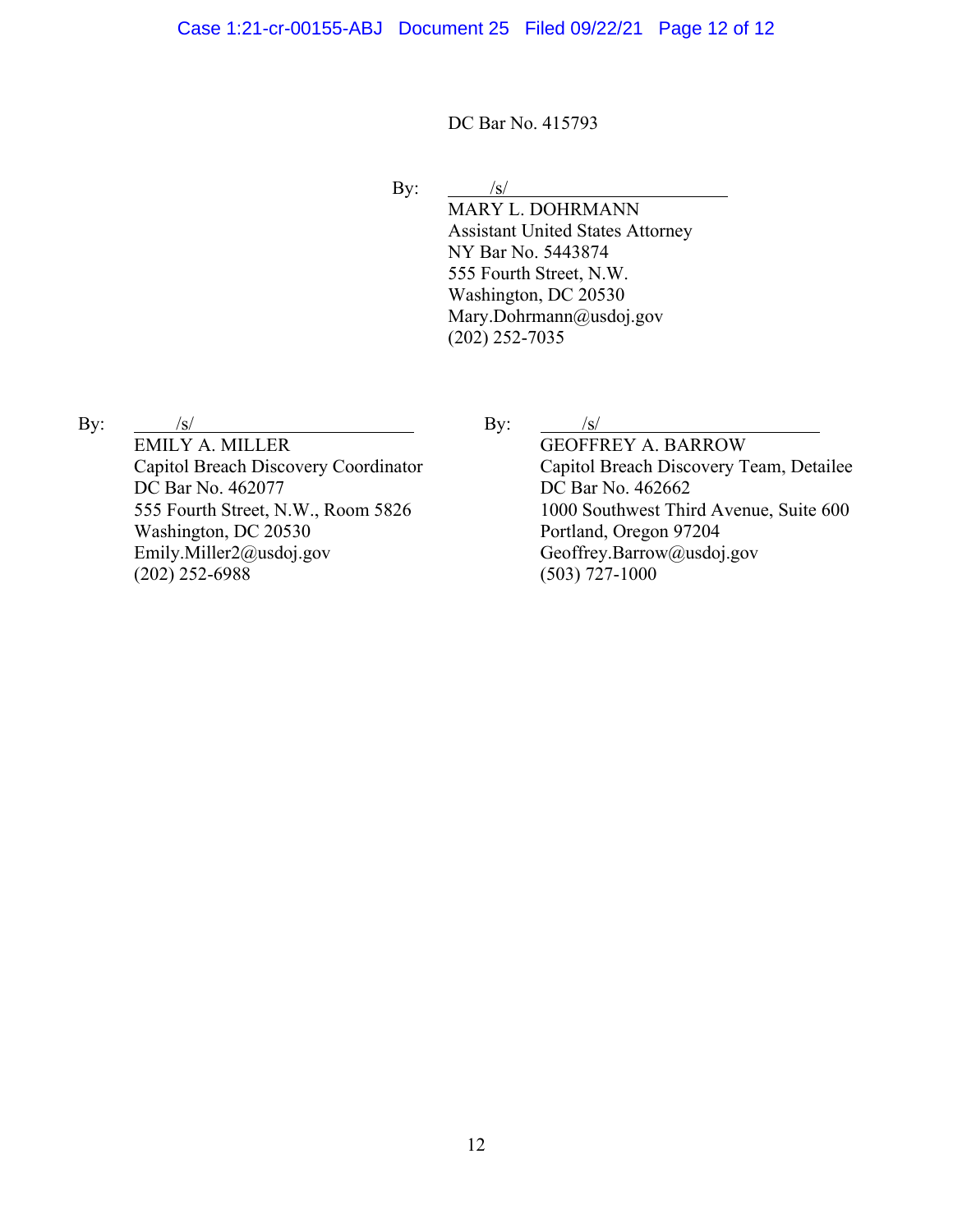DC Bar No. 415793

By: /s/
MARY L. DOHRMANN
Assistant United States Attorney
NY Bar No. 5443874
555 Fourth Street, N.W.
Washington, DC 20530
Mary.Dohrmann@usdoj.gov
(202) 252-7035

By: /s/
EMILY A. MILLER
Capitol Breach Discovery Coordinator
DC Bar No. 462077
555 Fourth Street, N.W., Room 5826
Washington, DC 20530
Emily.Miller2@usdoj.gov
(202) 252-6988

By: /s/
GEOFFREY A. BARROW
Capitol Breach Discovery Team, Detailee
DC Bar No. 462662
1000 Southwest Third Avenue, Suite 600
Portland, Oregon 97204
Geoffrey.Barrow@usdoj.gov
(503) 727-1000